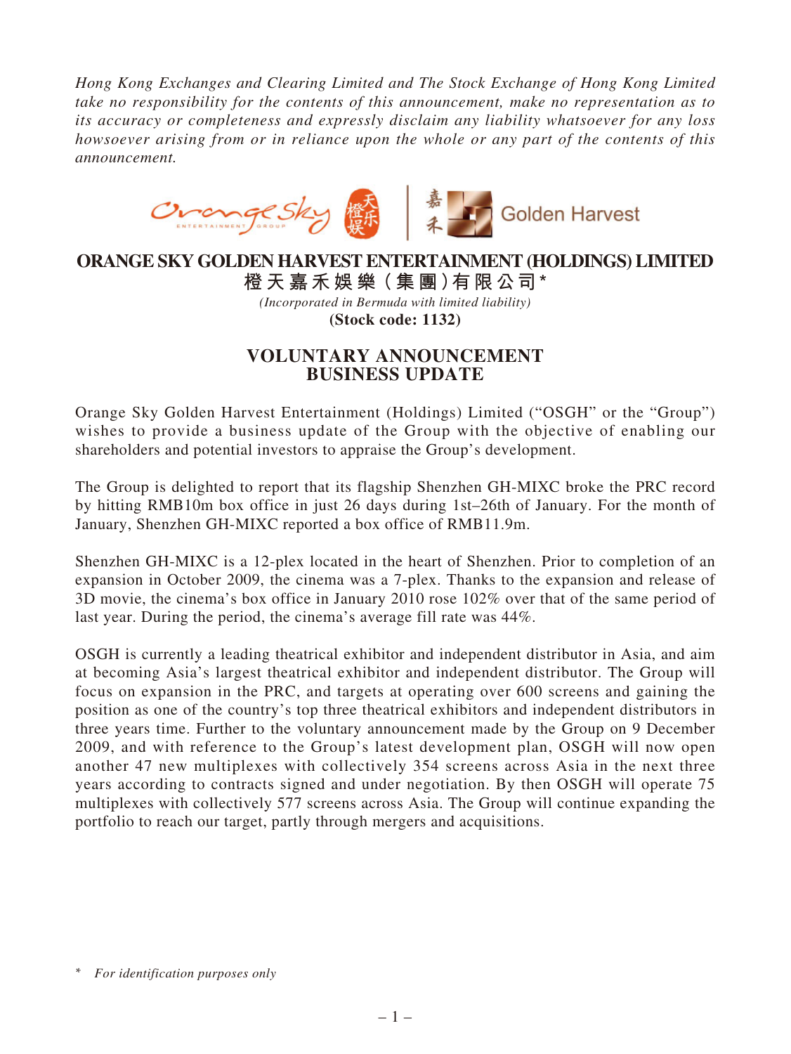*Hong Kong Exchanges and Clearing Limited and The Stock Exchange of Hong Kong Limited take no responsibility for the contents of this announcement, make no representation as to its accuracy or completeness and expressly disclaim any liability whatsoever for any loss howsoever arising from or in reliance upon the whole or any part of the contents of this announcement.*

# ORANGE SKY GOLDEN HARVEST ENTERTAINMENT (HOLDINGS) LIMITED

**橙天嘉禾娛樂（集團）有限公司***

*(Incorporated in Bermuda with limited liability)*

**(Stock code: 1132)**

## VOLUNTARY ANNOUNCEMENT
## BUSINESS UPDATE

Orange Sky Golden Harvest Entertainment (Holdings) Limited ("OSGH" or the "Group") wishes to provide a business update of the Group with the objective of enabling our shareholders and potential investors to appraise the Group's development.

The Group is delighted to report that its flagship Shenzhen GH-MIXC broke the PRC record by hitting RMB10m box office in just 26 days during 1st–26th of January. For the month of January, Shenzhen GH-MIXC reported a box office of RMB11.9m.

Shenzhen GH-MIXC is a 12-plex located in the heart of Shenzhen. Prior to completion of an expansion in October 2009, the cinema was a 7-plex. Thanks to the expansion and release of 3D movie, the cinema's box office in January 2010 rose 102% over that of the same period of last year. During the period, the cinema's average fill rate was 44%.

OSGH is currently a leading theatrical exhibitor and independent distributor in Asia, and aim at becoming Asia's largest theatrical exhibitor and independent distributor. The Group will focus on expansion in the PRC, and targets at operating over 600 screens and gaining the position as one of the country's top three theatrical exhibitors and independent distributors in three years time. Further to the voluntary announcement made by the Group on 9 December 2009, and with reference to the Group's latest development plan, OSGH will now open another 47 new multiplexes with collectively 354 screens across Asia in the next three years according to contracts signed and under negotiation. By then OSGH will operate 75 multiplexes with collectively 577 screens across Asia. The Group will continue expanding the portfolio to reach our target, partly through mergers and acquisitions.

\* *For identification purposes only*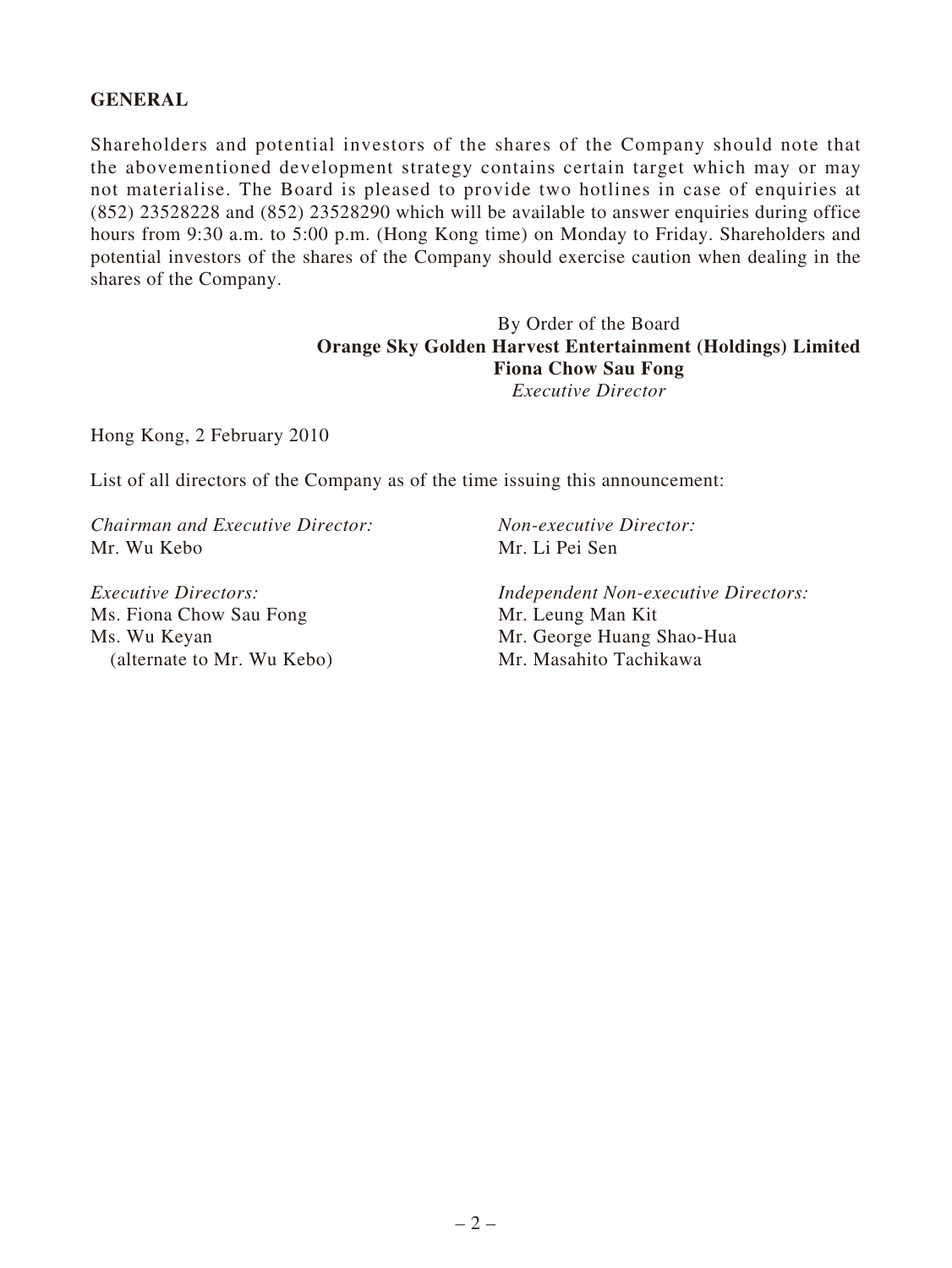## GENERAL

Shareholders and potential investors of the shares of the Company should note that the abovementioned development strategy contains certain target which may or may not materialise. The Board is pleased to provide two hotlines in case of enquiries at (852) 23528228 and (852) 23528290 which will be available to answer enquiries during office hours from 9:30 a.m. to 5:00 p.m. (Hong Kong time) on Monday to Friday. Shareholders and potential investors of the shares of the Company should exercise caution when dealing in the shares of the Company.

By Order of the Board
**Orange Sky Golden Harvest Entertainment (Holdings) Limited**
**Fiona Chow Sau Fong**
*Executive Director*

Hong Kong, 2 February 2010

List of all directors of the Company as of the time issuing this announcement:

*Chairman and Executive Director:*
Mr. Wu Kebo

*Executive Directors:*
Ms. Fiona Chow Sau Fong
Ms. Wu Keyan
(alternate to Mr. Wu Kebo)

*Non-executive Director:*
Mr. Li Pei Sen

*Independent Non-executive Directors:*
Mr. Leung Man Kit
Mr. George Huang Shao-Hua
Mr. Masahito Tachikawa